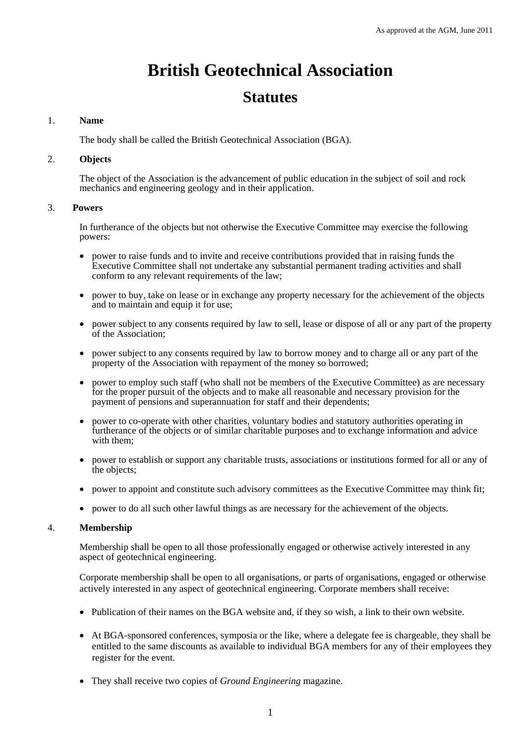As approved at the AGM, June 2011

# British Geotechnical Association

## Statutes

1. **Name**

   The body shall be called the British Geotechnical Association (BGA).

2. **Objects**

   The object of the Association is the advancement of public education in the subject of soil and rock mechanics and engineering geology and in their application.

3. **Powers**

   In furtherance of the objects but not otherwise the Executive Committee may exercise the following powers:

   - power to raise funds and to invite and receive contributions provided that in raising funds the Executive Committee shall not undertake any substantial permanent trading activities and shall conform to any relevant requirements of the law;
   - power to buy, take on lease or in exchange any property necessary for the achievement of the objects and to maintain and equip it for use;
   - power subject to any consents required by law to sell, lease or dispose of all or any part of the property of the Association;
   - power subject to any consents required by law to borrow money and to charge all or any part of the property of the Association with repayment of the money so borrowed;
   - power to employ such staff (who shall not be members of the Executive Committee) as are necessary for the proper pursuit of the objects and to make all reasonable and necessary provision for the payment of pensions and superannuation for staff and their dependents;
   - power to co-operate with other charities, voluntary bodies and statutory authorities operating in furtherance of the objects or of similar charitable purposes and to exchange information and advice with them;
   - power to establish or support any charitable trusts, associations or institutions formed for all or any of the objects;
   - power to appoint and constitute such advisory committees as the Executive Committee may think fit;
   - power to do all such other lawful things as are necessary for the achievement of the objects.

4. **Membership**

   Membership shall be open to all those professionally engaged or otherwise actively interested in any aspect of geotechnical engineering.

   Corporate membership shall be open to all organisations, or parts of organisations, engaged or otherwise actively interested in any aspect of geotechnical engineering. Corporate members shall receive:

   - Publication of their names on the BGA website and, if they so wish, a link to their own website.
   - At BGA-sponsored conferences, symposia or the like, where a delegate fee is chargeable, they shall be entitled to the same discounts as available to individual BGA members for any of their employees they register for the event.
   - They shall receive two copies of *Ground Engineering* magazine.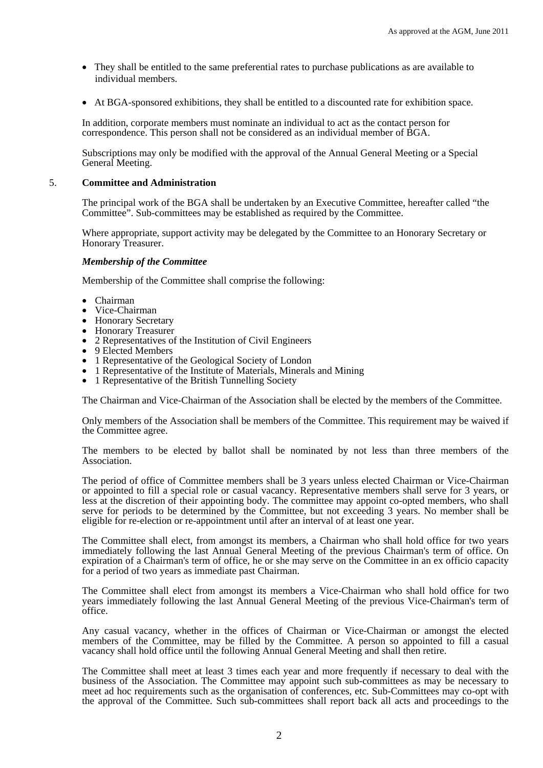- They shall be entitled to the same preferential rates to purchase publications as are available to individual members.
- At BGA-sponsored exhibitions, they shall be entitled to a discounted rate for exhibition space.

In addition, corporate members must nominate an individual to act as the contact person for correspondence. This person shall not be considered as an individual member of BGA.

Subscriptions may only be modified with the approval of the Annual General Meeting or a Special General Meeting.

## 5. Committee and Administration

The principal work of the BGA shall be undertaken by an Executive Committee, hereafter called "the Committee". Sub-committees may be established as required by the Committee.

Where appropriate, support activity may be delegated by the Committee to an Honorary Secretary or Honorary Treasurer.

***Membership of the Committee***

Membership of the Committee shall comprise the following:

- Chairman
- Vice-Chairman
- Honorary Secretary
- Honorary Treasurer
- 2 Representatives of the Institution of Civil Engineers
- 9 Elected Members
- 1 Representative of the Geological Society of London
- 1 Representative of the Institute of Materials, Minerals and Mining
- 1 Representative of the British Tunnelling Society

The Chairman and Vice-Chairman of the Association shall be elected by the members of the Committee.

Only members of the Association shall be members of the Committee. This requirement may be waived if the Committee agree.

The members to be elected by ballot shall be nominated by not less than three members of the Association.

The period of office of Committee members shall be 3 years unless elected Chairman or Vice-Chairman or appointed to fill a special role or casual vacancy. Representative members shall serve for 3 years, or less at the discretion of their appointing body. The committee may appoint co-opted members, who shall serve for periods to be determined by the Committee, but not exceeding 3 years. No member shall be eligible for re-election or re-appointment until after an interval of at least one year.

The Committee shall elect, from amongst its members, a Chairman who shall hold office for two years immediately following the last Annual General Meeting of the previous Chairman's term of office. On expiration of a Chairman's term of office, he or she may serve on the Committee in an ex officio capacity for a period of two years as immediate past Chairman.

The Committee shall elect from amongst its members a Vice-Chairman who shall hold office for two years immediately following the last Annual General Meeting of the previous Vice-Chairman's term of office.

Any casual vacancy, whether in the offices of Chairman or Vice-Chairman or amongst the elected members of the Committee, may be filled by the Committee. A person so appointed to fill a casual vacancy shall hold office until the following Annual General Meeting and shall then retire.

The Committee shall meet at least 3 times each year and more frequently if necessary to deal with the business of the Association. The Committee may appoint such sub-committees as may be necessary to meet ad hoc requirements such as the organisation of conferences, etc. Sub-Committees may co-opt with the approval of the Committee. Such sub-committees shall report back all acts and proceedings to the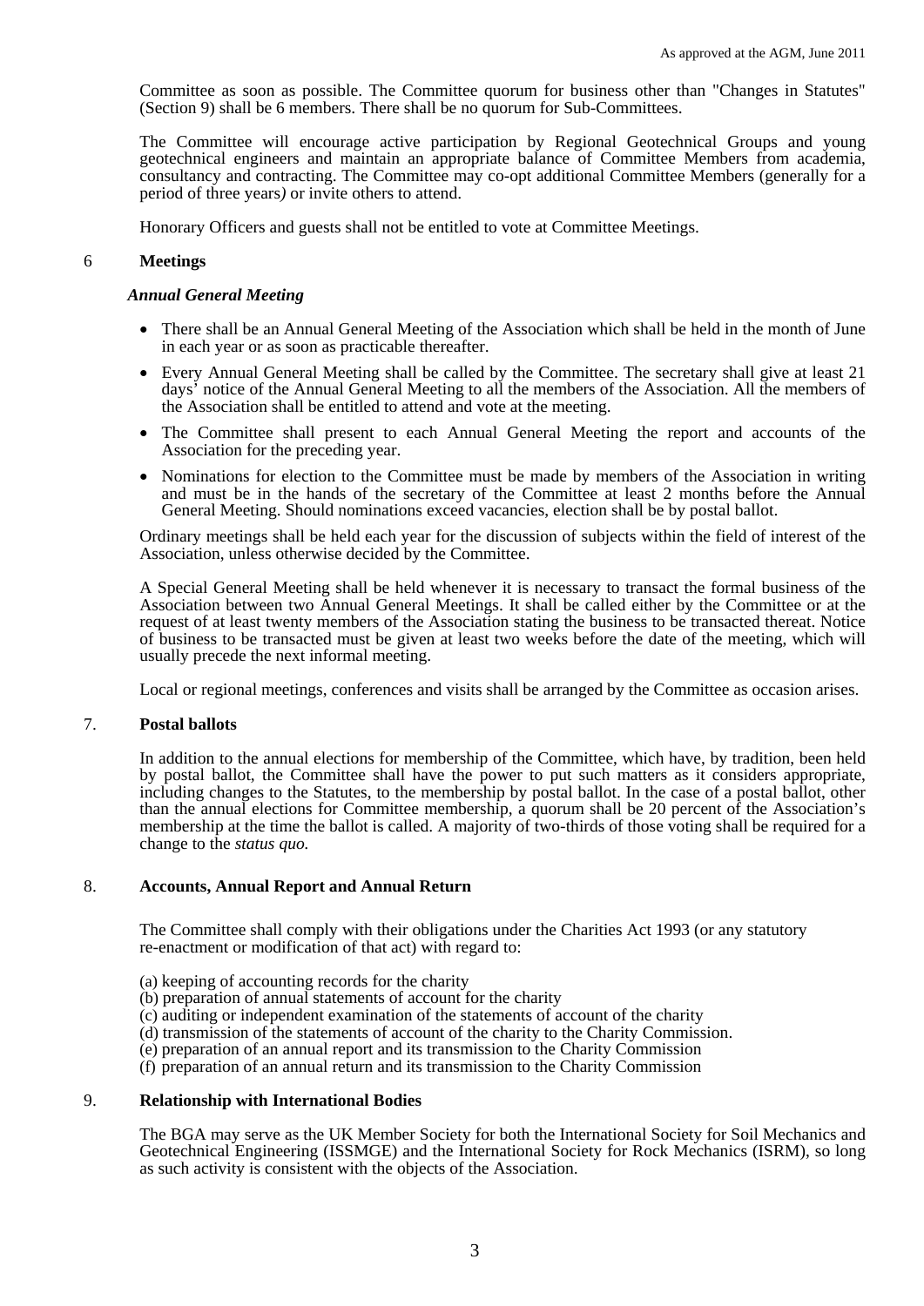Committee as soon as possible. The Committee quorum for business other than "Changes in Statutes" (Section 9) shall be 6 members. There shall be no quorum for Sub-Committees.

The Committee will encourage active participation by Regional Geotechnical Groups and young geotechnical engineers and maintain an appropriate balance of Committee Members from academia, consultancy and contracting. The Committee may co-opt additional Committee Members (generally for a period of three years*)* or invite others to attend.

Honorary Officers and guests shall not be entitled to vote at Committee Meetings.

## 6 Meetings

### *Annual General Meeting*

- There shall be an Annual General Meeting of the Association which shall be held in the month of June in each year or as soon as practicable thereafter.
- Every Annual General Meeting shall be called by the Committee. The secretary shall give at least 21 days' notice of the Annual General Meeting to all the members of the Association. All the members of the Association shall be entitled to attend and vote at the meeting.
- The Committee shall present to each Annual General Meeting the report and accounts of the Association for the preceding year.
- Nominations for election to the Committee must be made by members of the Association in writing and must be in the hands of the secretary of the Committee at least 2 months before the Annual General Meeting. Should nominations exceed vacancies, election shall be by postal ballot.

Ordinary meetings shall be held each year for the discussion of subjects within the field of interest of the Association, unless otherwise decided by the Committee.

A Special General Meeting shall be held whenever it is necessary to transact the formal business of the Association between two Annual General Meetings. It shall be called either by the Committee or at the request of at least twenty members of the Association stating the business to be transacted thereat. Notice of business to be transacted must be given at least two weeks before the date of the meeting, which will usually precede the next informal meeting.

Local or regional meetings, conferences and visits shall be arranged by the Committee as occasion arises.

## 7. Postal ballots

In addition to the annual elections for membership of the Committee, which have, by tradition, been held by postal ballot, the Committee shall have the power to put such matters as it considers appropriate, including changes to the Statutes, to the membership by postal ballot. In the case of a postal ballot, other than the annual elections for Committee membership, a quorum shall be 20 percent of the Association's membership at the time the ballot is called. A majority of two-thirds of those voting shall be required for a change to the *status quo.*

## 8. Accounts, Annual Report and Annual Return

The Committee shall comply with their obligations under the Charities Act 1993 (or any statutory re-enactment or modification of that act) with regard to:

(a) keeping of accounting records for the charity
(b) preparation of annual statements of account for the charity
(c) auditing or independent examination of the statements of account of the charity
(d) transmission of the statements of account of the charity to the Charity Commission.
(e) preparation of an annual report and its transmission to the Charity Commission
(f) preparation of an annual return and its transmission to the Charity Commission

## 9. Relationship with International Bodies

The BGA may serve as the UK Member Society for both the International Society for Soil Mechanics and Geotechnical Engineering (ISSMGE) and the International Society for Rock Mechanics (ISRM), so long as such activity is consistent with the objects of the Association.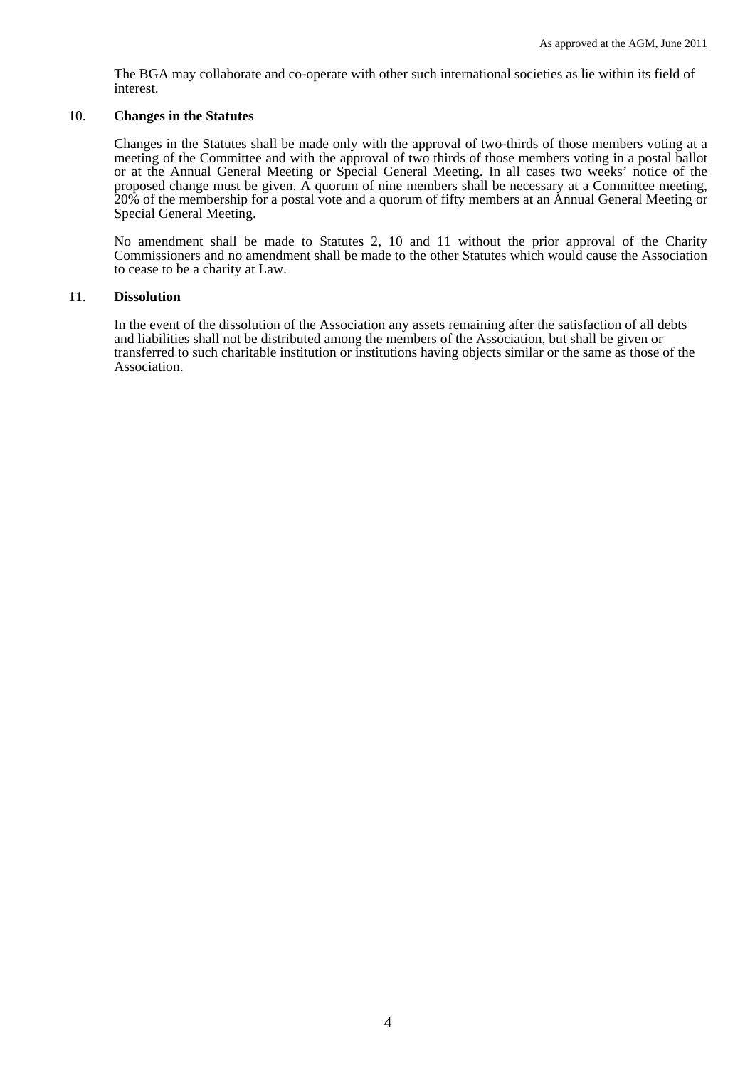The BGA may collaborate and co-operate with other such international societies as lie within its field of interest.

10. **Changes in the Statutes**

Changes in the Statutes shall be made only with the approval of two-thirds of those members voting at a meeting of the Committee and with the approval of two thirds of those members voting in a postal ballot or at the Annual General Meeting or Special General Meeting. In all cases two weeks' notice of the proposed change must be given. A quorum of nine members shall be necessary at a Committee meeting, 20% of the membership for a postal vote and a quorum of fifty members at an Annual General Meeting or Special General Meeting.

No amendment shall be made to Statutes 2, 10 and 11 without the prior approval of the Charity Commissioners and no amendment shall be made to the other Statutes which would cause the Association to cease to be a charity at Law.

11. **Dissolution**

In the event of the dissolution of the Association any assets remaining after the satisfaction of all debts and liabilities shall not be distributed among the members of the Association, but shall be given or transferred to such charitable institution or institutions having objects similar or the same as those of the Association.